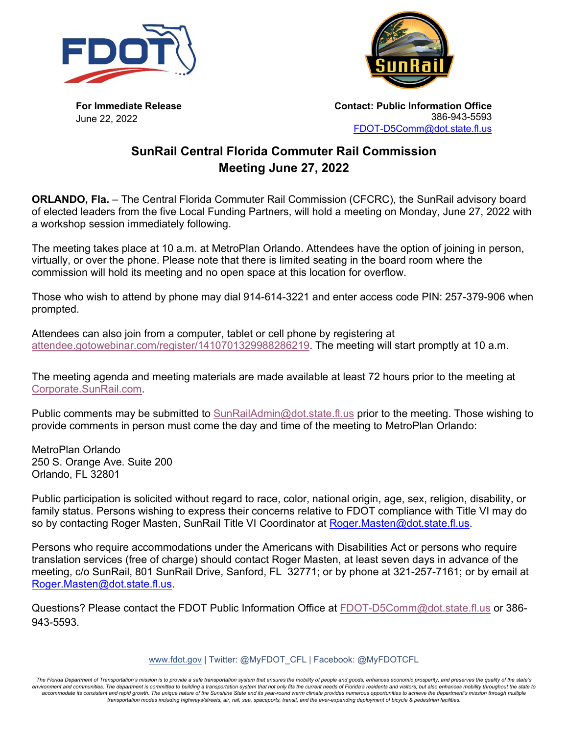**For Immediate Release**
June 22, 2022

**Contact: Public Information Office**
386-943-5593
FDOT-D5Comm@dot.state.fl.us

# SunRail Central Florida Commuter Rail Commission Meeting June 27, 2022

**ORLANDO, Fla.** – The Central Florida Commuter Rail Commission (CFCRC), the SunRail advisory board of elected leaders from the five Local Funding Partners, will hold a meeting on Monday, June 27, 2022 with a workshop session immediately following.

The meeting takes place at 10 a.m. at MetroPlan Orlando. Attendees have the option of joining in person, virtually, or over the phone. Please note that there is limited seating in the board room where the commission will hold its meeting and no open space at this location for overflow.

Those who wish to attend by phone may dial 914-614-3221 and enter access code PIN: 257-379-906 when prompted.

Attendees can also join from a computer, tablet or cell phone by registering at attendee.gotowebinar.com/register/1410701329988286219. The meeting will start promptly at 10 a.m.

The meeting agenda and meeting materials are made available at least 72 hours prior to the meeting at Corporate.SunRail.com.

Public comments may be submitted to SunRailAdmin@dot.state.fl.us prior to the meeting. Those wishing to provide comments in person must come the day and time of the meeting to MetroPlan Orlando:

MetroPlan Orlando
250 S. Orange Ave. Suite 200
Orlando, FL 32801

Public participation is solicited without regard to race, color, national origin, age, sex, religion, disability, or family status. Persons wishing to express their concerns relative to FDOT compliance with Title VI may do so by contacting Roger Masten, SunRail Title VI Coordinator at Roger.Masten@dot.state.fl.us.

Persons who require accommodations under the Americans with Disabilities Act or persons who require translation services (free of charge) should contact Roger Masten, at least seven days in advance of the meeting, c/o SunRail, 801 SunRail Drive, Sanford, FL 32771; or by phone at 321-257-7161; or by email at Roger.Masten@dot.state.fl.us.

Questions? Please contact the FDOT Public Information Office at FDOT-D5Comm@dot.state.fl.us or 386-943-5593.

www.fdot.gov | Twitter: @MyFDOT_CFL | Facebook: @MyFDOTCFL

*The Florida Department of Transportation's mission is to provide a safe transportation system that ensures the mobility of people and goods, enhances economic prosperity, and preserves the quality of the state's environment and communities. The department is committed to building a transportation system that not only fits the current needs of Florida's residents and visitors, but also enhances mobility throughout the state to accommodate its consistent and rapid growth. The unique nature of the Sunshine State and its year-round warm climate provides numerous opportunities to achieve the department's mission through multiple transportation modes including highways/streets, air, rail, sea, spaceports, transit, and the ever-expanding deployment of bicycle & pedestrian facilities.*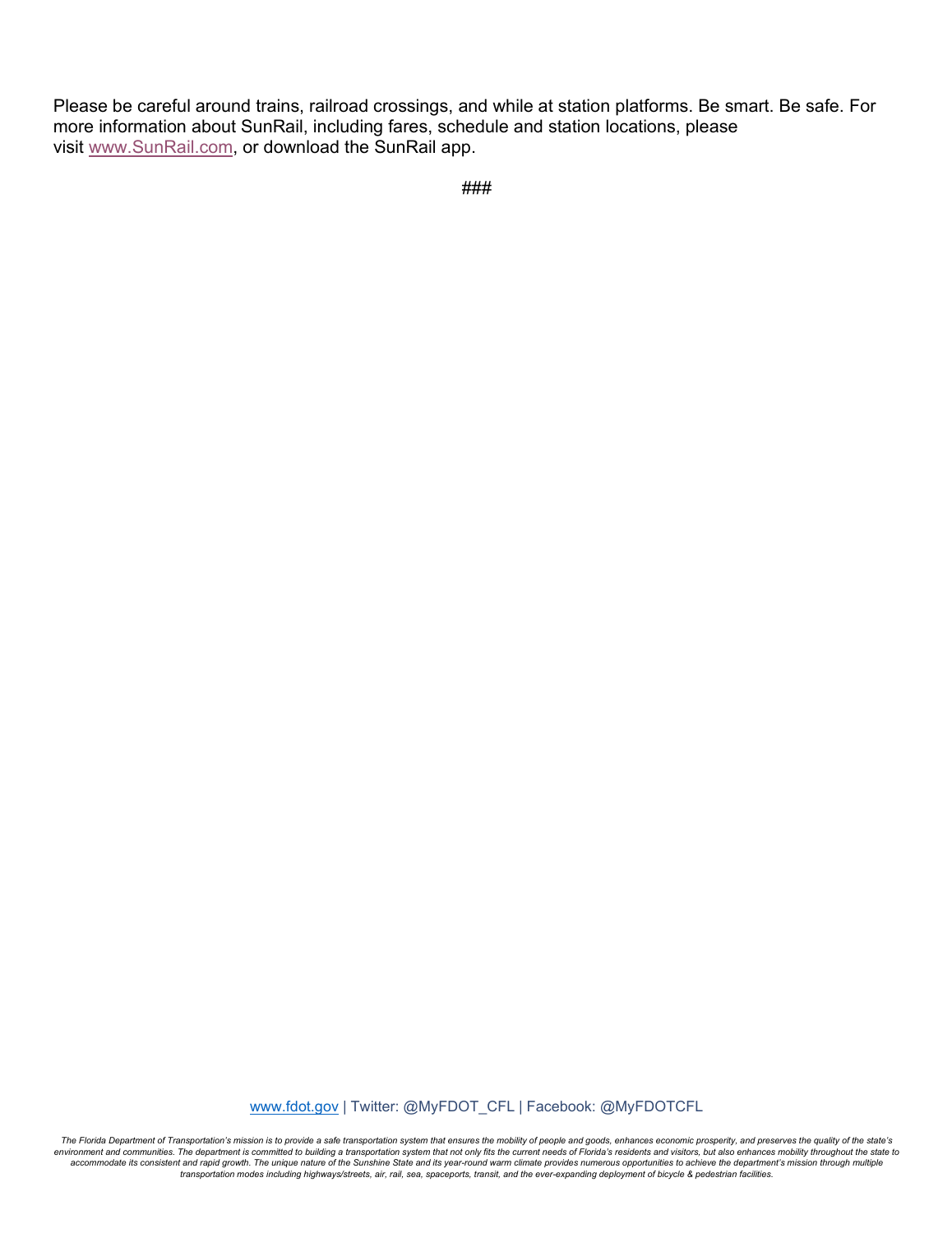Please be careful around trains, railroad crossings, and while at station platforms. Be smart. Be safe. For more information about SunRail, including fares, schedule and station locations, please visit www.SunRail.com, or download the SunRail app.

###

www.fdot.gov | Twitter: @MyFDOT_CFL | Facebook: @MyFDOTCFL

*The Florida Department of Transportation's mission is to provide a safe transportation system that ensures the mobility of people and goods, enhances economic prosperity, and preserves the quality of the state's environment and communities. The department is committed to building a transportation system that not only fits the current needs of Florida's residents and visitors, but also enhances mobility throughout the state to accommodate its consistent and rapid growth. The unique nature of the Sunshine State and its year-round warm climate provides numerous opportunities to achieve the department's mission through multiple transportation modes including highways/streets, air, rail, sea, spaceports, transit, and the ever-expanding deployment of bicycle & pedestrian facilities.*